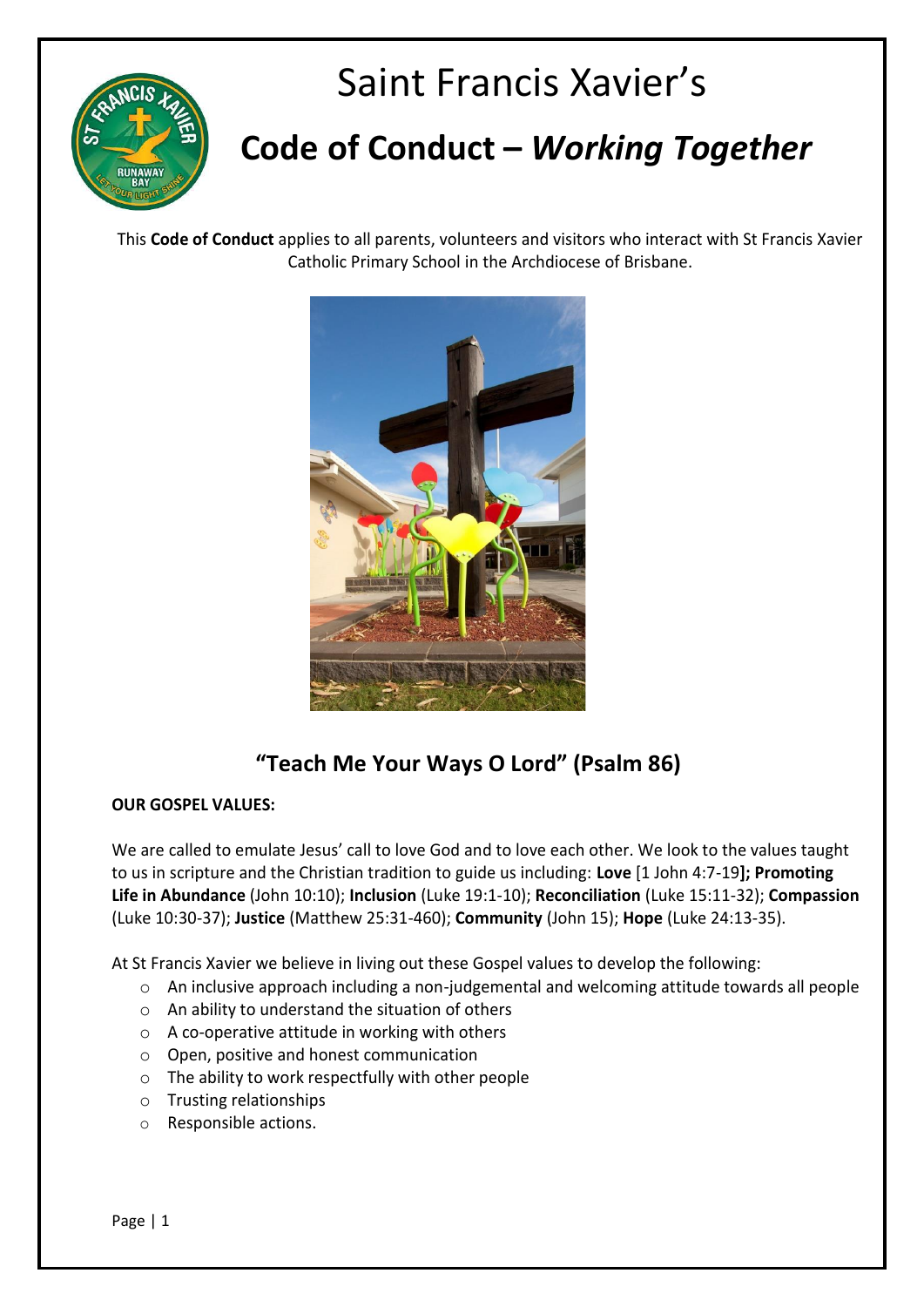# Saint Francis Xavier's

# Code of Conduct – *Working Together*

This **Code of Conduct** applies to all parents, volunteers and visitors who interact with St Francis Xavier Catholic Primary School in the Archdiocese of Brisbane.

## "Teach Me Your Ways O Lord" (Psalm 86)

**OUR GOSPEL VALUES:**

We are called to emulate Jesus' call to love God and to love each other. We look to the values taught to us in scripture and the Christian tradition to guide us including: **Love** [1 John 4:7-19**]; Promoting Life in Abundance** (John 10:10); **Inclusion** (Luke 19:1-10); **Reconciliation** (Luke 15:11-32); **Compassion** (Luke 10:30-37); **Justice** (Matthew 25:31-460); **Community** (John 15); **Hope** (Luke 24:13-35).

At St Francis Xavier we believe in living out these Gospel values to develop the following:

- An inclusive approach including a non-judgemental and welcoming attitude towards all people
- An ability to understand the situation of others
- A co-operative attitude in working with others
- Open, positive and honest communication
- The ability to work respectfully with other people
- Trusting relationships
- Responsible actions.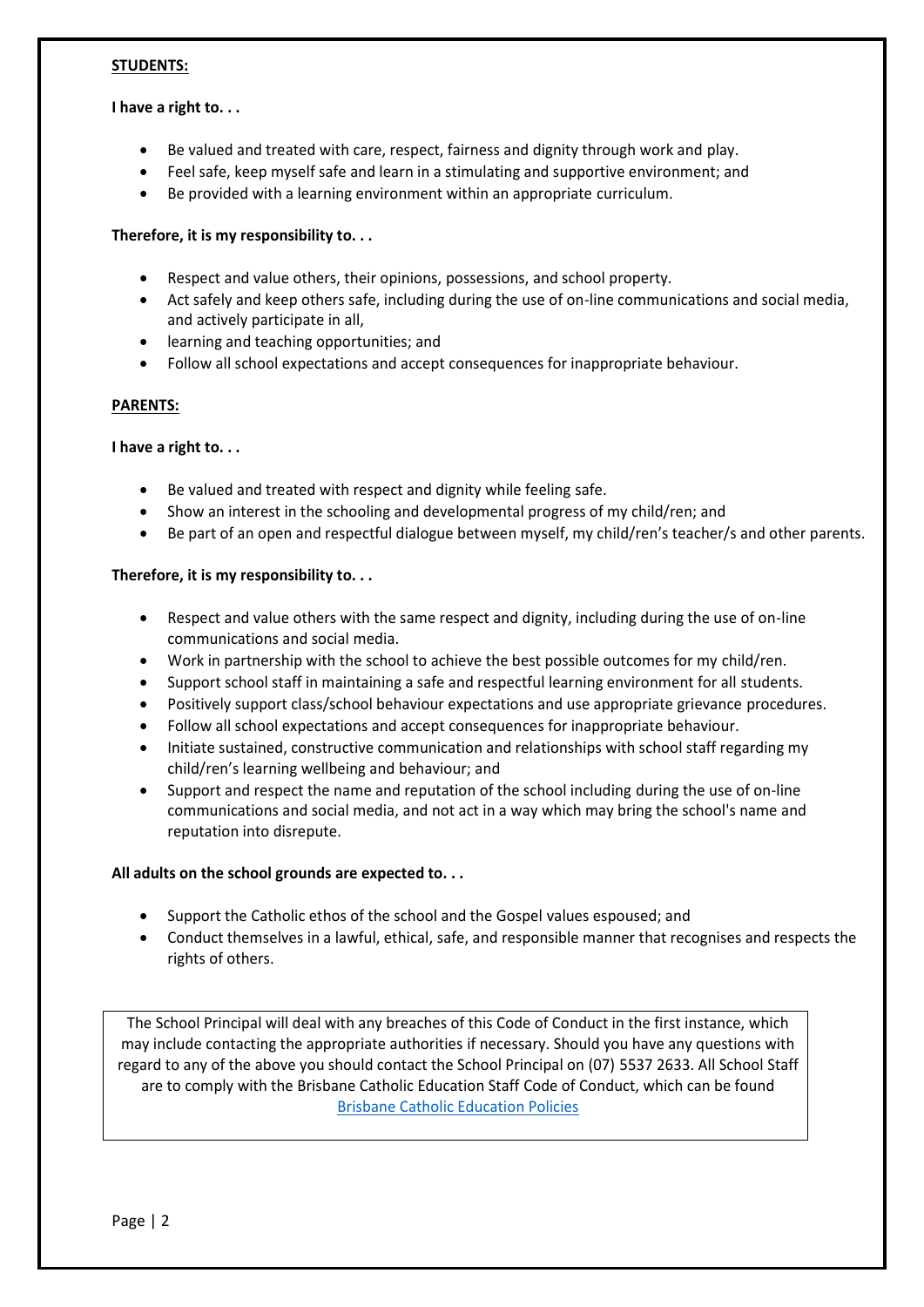**STUDENTS:**

**I have a right to. . .**

- Be valued and treated with care, respect, fairness and dignity through work and play.
- Feel safe, keep myself safe and learn in a stimulating and supportive environment; and
- Be provided with a learning environment within an appropriate curriculum.

**Therefore, it is my responsibility to. . .**

- Respect and value others, their opinions, possessions, and school property.
- Act safely and keep others safe, including during the use of on-line communications and social media, and actively participate in all,
- learning and teaching opportunities; and
- Follow all school expectations and accept consequences for inappropriate behaviour.

**PARENTS:**

**I have a right to. . .**

- Be valued and treated with respect and dignity while feeling safe.
- Show an interest in the schooling and developmental progress of my child/ren; and
- Be part of an open and respectful dialogue between myself, my child/ren's teacher/s and other parents.

**Therefore, it is my responsibility to. . .**

- Respect and value others with the same respect and dignity, including during the use of on-line communications and social media.
- Work in partnership with the school to achieve the best possible outcomes for my child/ren.
- Support school staff in maintaining a safe and respectful learning environment for all students.
- Positively support class/school behaviour expectations and use appropriate grievance procedures.
- Follow all school expectations and accept consequences for inappropriate behaviour.
- Initiate sustained, constructive communication and relationships with school staff regarding my child/ren's learning wellbeing and behaviour; and
- Support and respect the name and reputation of the school including during the use of on-line communications and social media, and not act in a way which may bring the school's name and reputation into disrepute.

**All adults on the school grounds are expected to. . .**

- Support the Catholic ethos of the school and the Gospel values espoused; and
- Conduct themselves in a lawful, ethical, safe, and responsible manner that recognises and respects the rights of others.

The School Principal will deal with any breaches of this Code of Conduct in the first instance, which may include contacting the appropriate authorities if necessary. Should you have any questions with regard to any of the above you should contact the School Principal on (07) 5537 2633. All School Staff are to comply with the Brisbane Catholic Education Staff Code of Conduct, which can be found [Brisbane Catholic Education Policies]